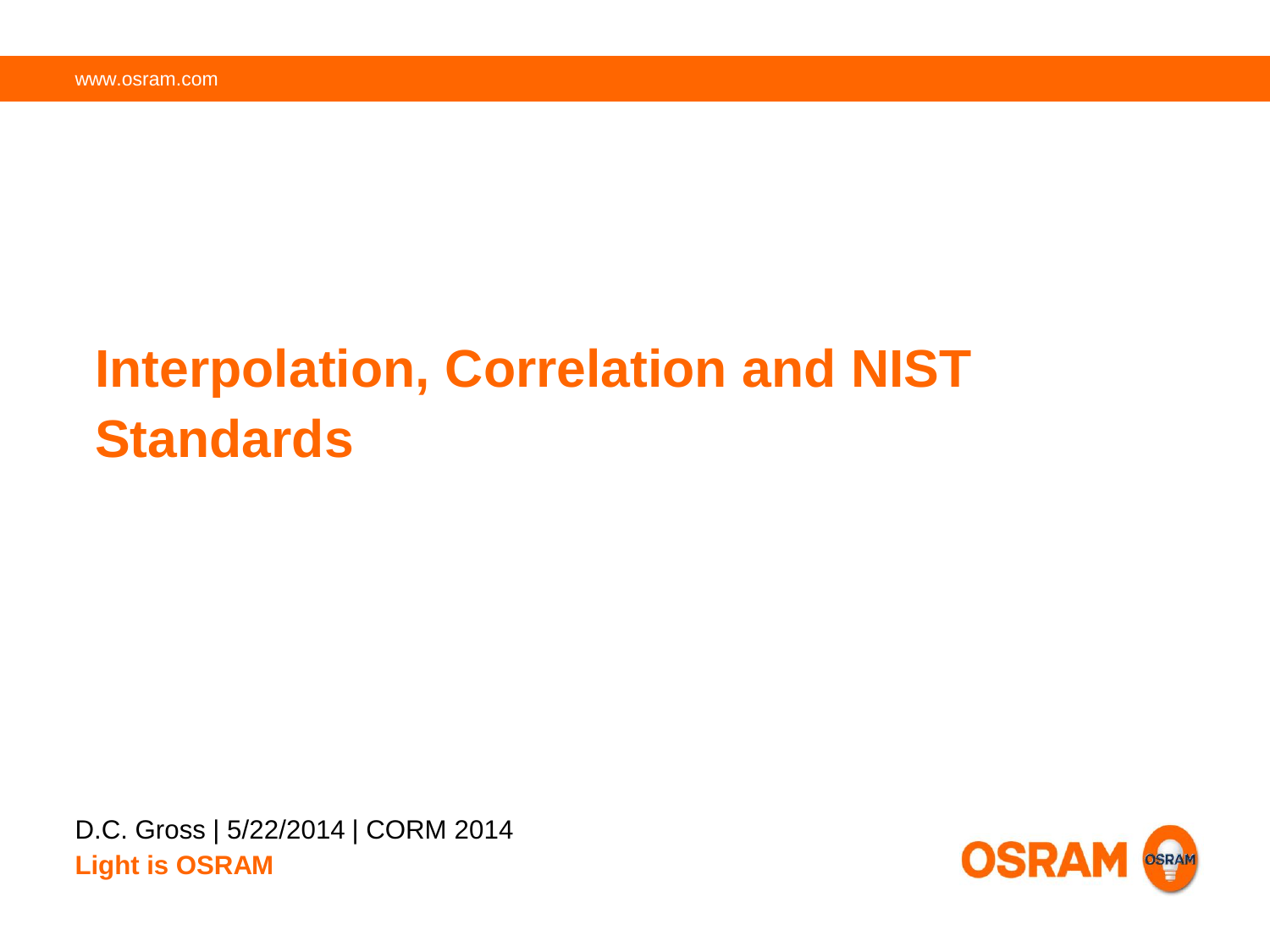# Interpolation, Correlation and NIST Standards

D.C. Gross | 5/22/2014 | CORM 2014

**Light is OSRAM**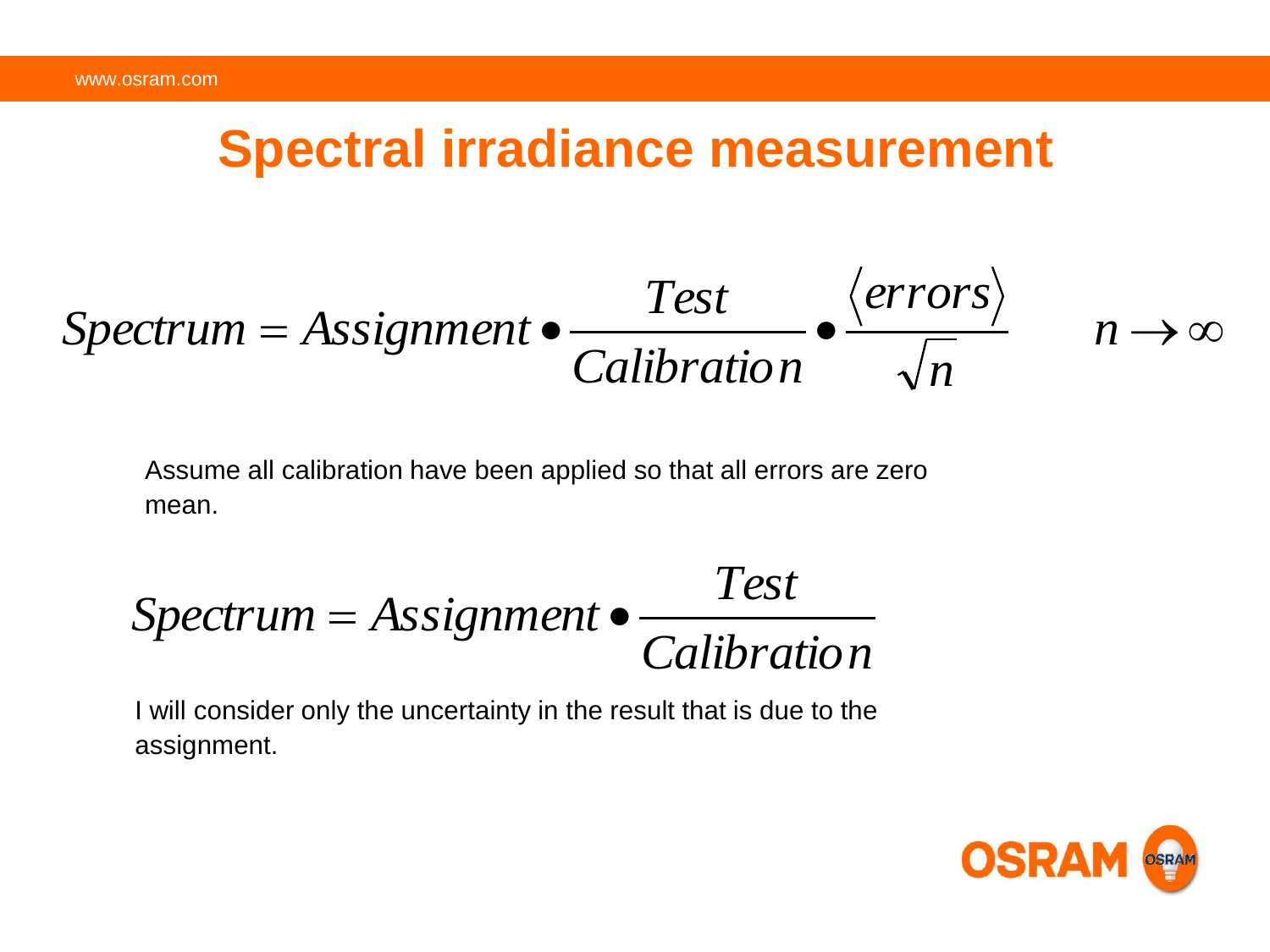# Spectral irradiance measurement

$$Spectrum = Assignment \bullet \frac{Test}{Calibration} \bullet \frac{\langle errors \rangle}{\sqrt{n}} \qquad n \rightarrow \infty$$

Assume all calibration have been applied so that all errors are zero mean.

$$Spectrum = Assignment \bullet \frac{Test}{Calibration}$$

I will consider only the uncertainty in the result that is due to the assignment.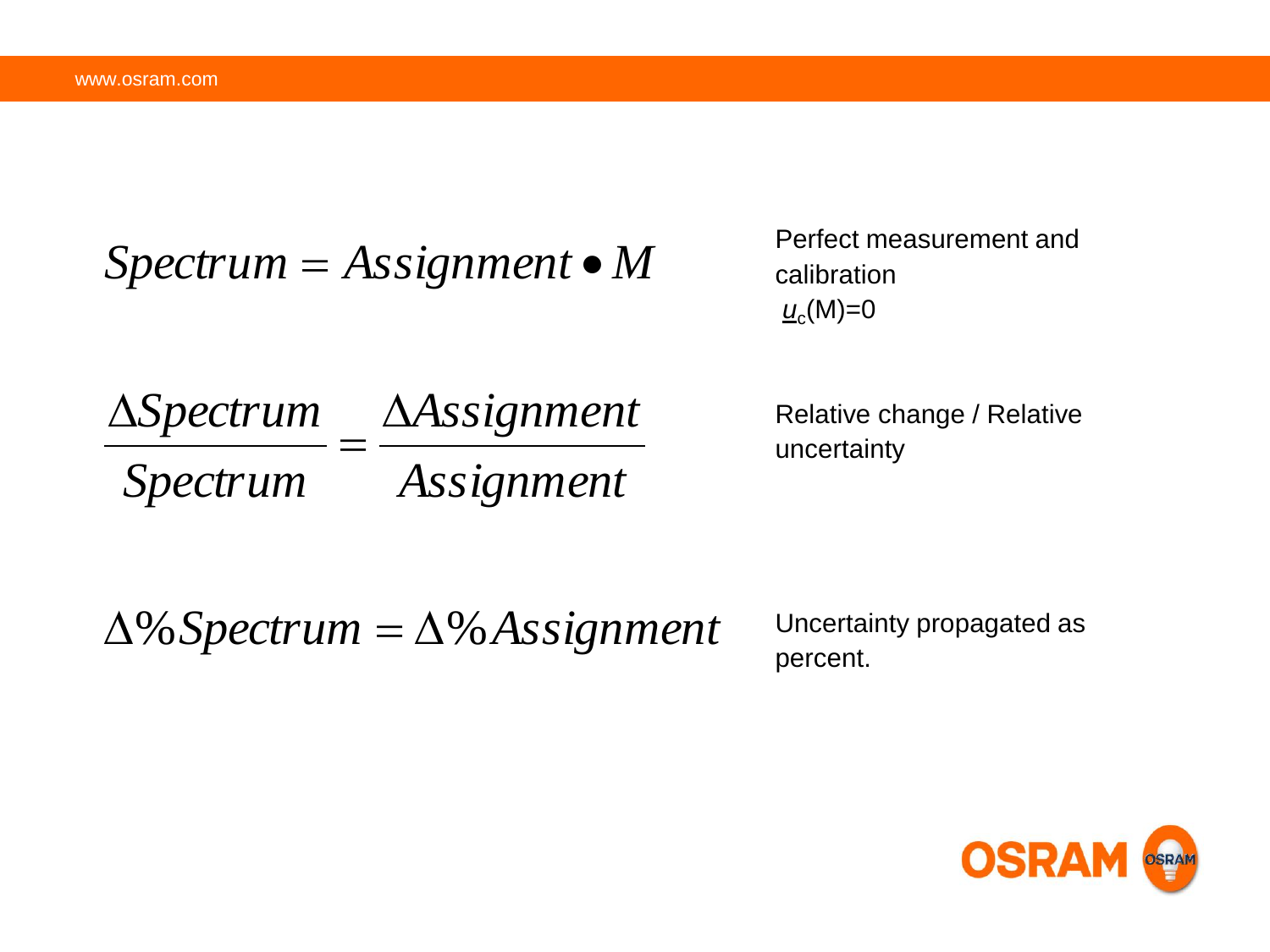$$Spectrum = Assignment \bullet M$$

Perfect measurement and calibration
$\underline{u}_c(M)=0$

$$\frac{\Delta Spectrum}{Spectrum} = \frac{\Delta Assignment}{Assignment}$$

Relative change / Relative uncertainty

$$\Delta\% Spectrum = \Delta\% Assignment$$

Uncertainty propagated as percent.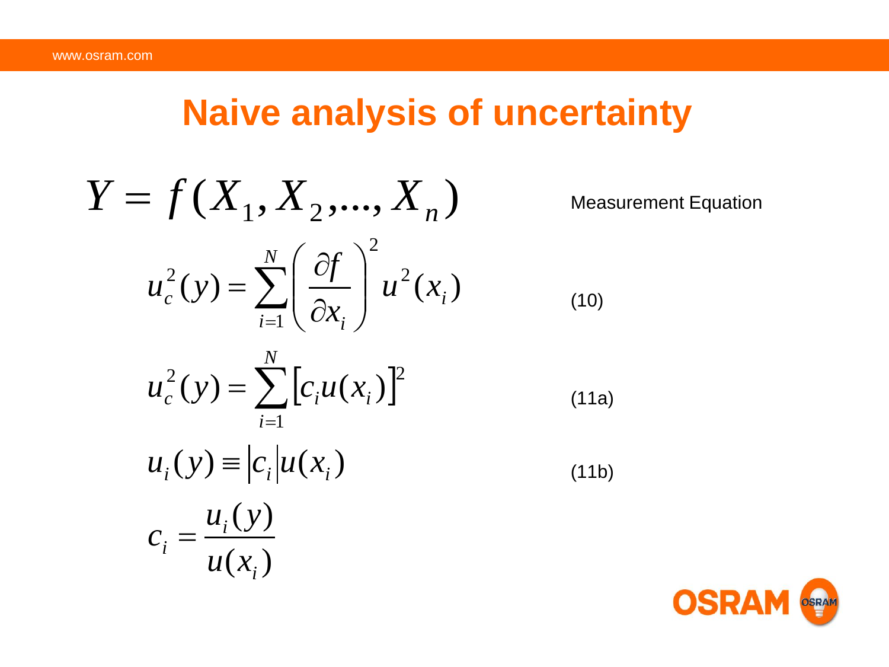# Naive analysis of uncertainty

$$Y = f(X_1, X_2, ..., X_n)$$

Measurement Equation

$$u_c^2(y) = \sum_{i=1}^{N} \left( \frac{\partial f}{\partial x_i} \right)^2 u^2(x_i)$$

(10)

$$u_c^2(y) = \sum_{i=1}^{N} \left[ c_i u(x_i) \right]^2$$

(11a)

$$u_i(y) \equiv \left| c_i \right| u(x_i)$$

(11b)

$$c_i = \frac{u_i(y)}{u(x_i)}$$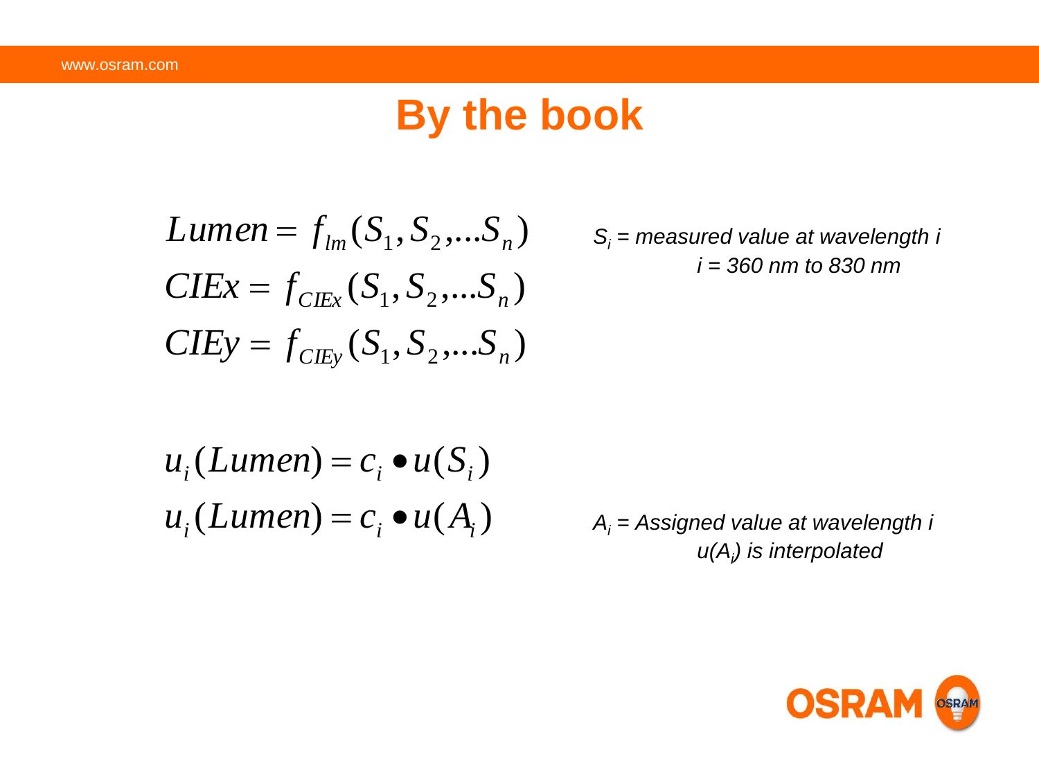# By the book

$$Lumen = f_{lm}(S_1, S_2, \ldots S_n)$$

$$CIEx = f_{CIEx}(S_1, S_2, \ldots S_n)$$

$$CIEy = f_{CIEy}(S_1, S_2, \ldots S_n)$$

*$S_i$ = measured value at wavelength i*
*i = 360 nm to 830 nm*

$$u_i(Lumen) = c_i \bullet u(S_i)$$

$$u_i(Lumen) = c_i \bullet u(A_i)$$

*$A_i$ = Assigned value at wavelength i*
*$u(A_i)$ is interpolated*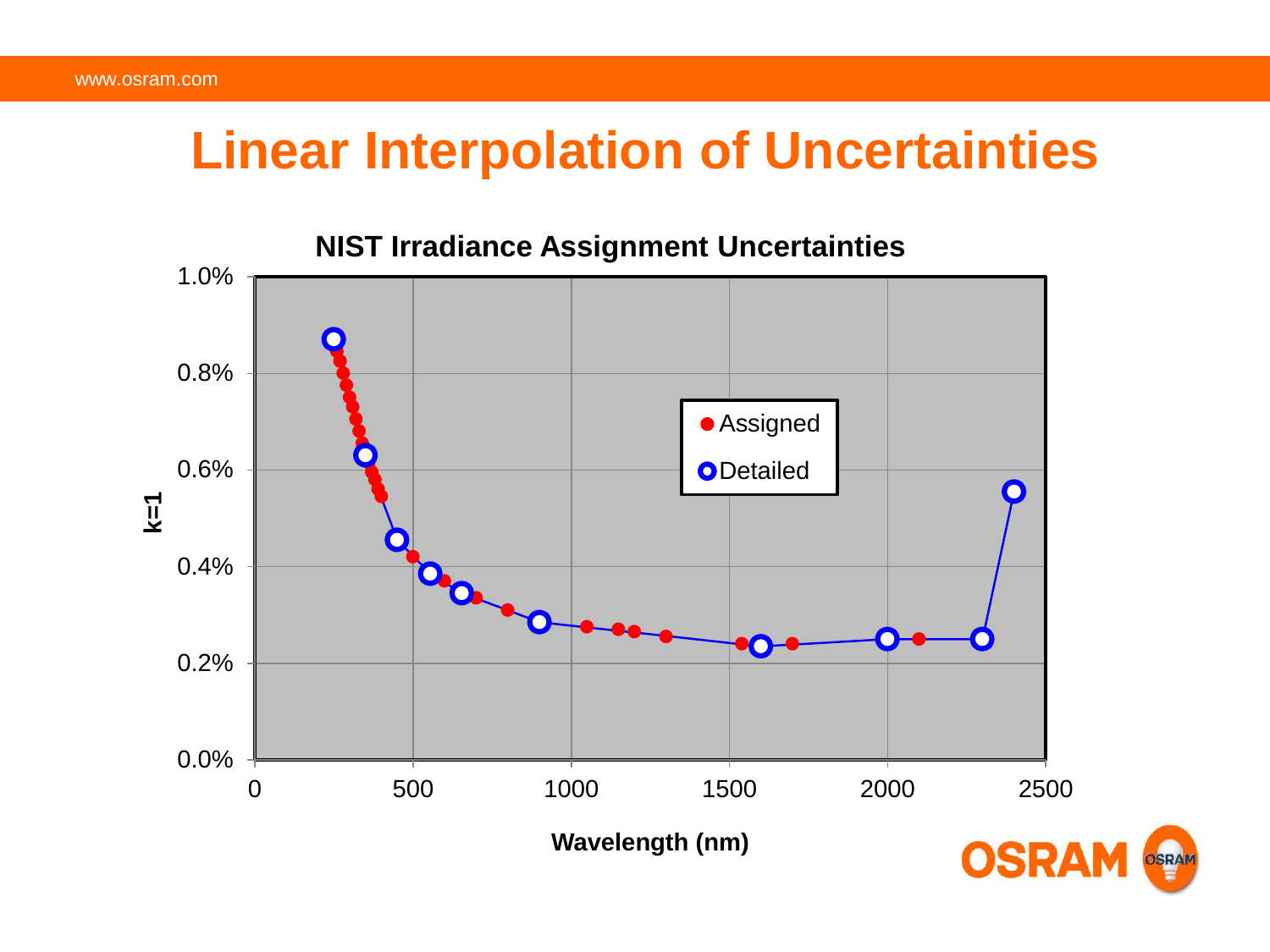# Linear Interpolation of Uncertainties

**NIST Irradiance Assignment Uncertainties**

k=1

Wavelength (nm)

- Assigned
- Detailed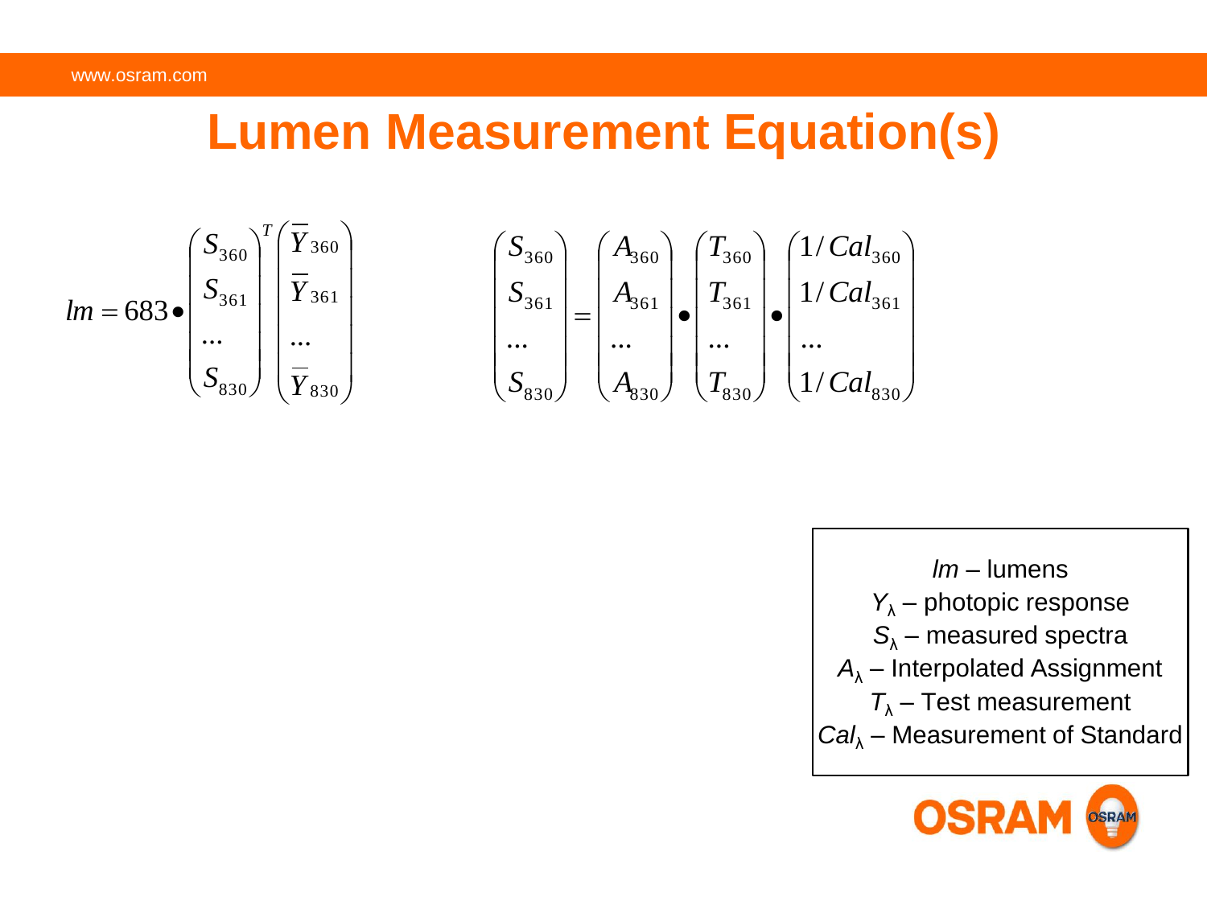# Lumen Measurement Equation(s)

$$lm = 683 \bullet \begin{pmatrix} S_{360} \\ S_{361} \\ \ldots \\ S_{830} \end{pmatrix}^{T} \begin{pmatrix} \overline{Y}_{360} \\ \overline{Y}_{361} \\ \ldots \\ \overline{Y}_{830} \end{pmatrix}$$

$$\begin{pmatrix} S_{360} \\ S_{361} \\ \ldots \\ S_{830} \end{pmatrix} = \begin{pmatrix} A_{360} \\ A_{361} \\ \ldots \\ A_{830} \end{pmatrix} \bullet \begin{pmatrix} T_{360} \\ T_{361} \\ \ldots \\ T_{830} \end{pmatrix} \bullet \begin{pmatrix} 1/Cal_{360} \\ 1/Cal_{361} \\ \ldots \\ 1/Cal_{830} \end{pmatrix}$$

$lm$ – lumens
$Y_{\lambda}$ – photopic response
$S_{\lambda}$ – measured spectra
$A_{\lambda}$ – Interpolated Assignment
$T_{\lambda}$ – Test measurement
$Cal_{\lambda}$ – Measurement of Standard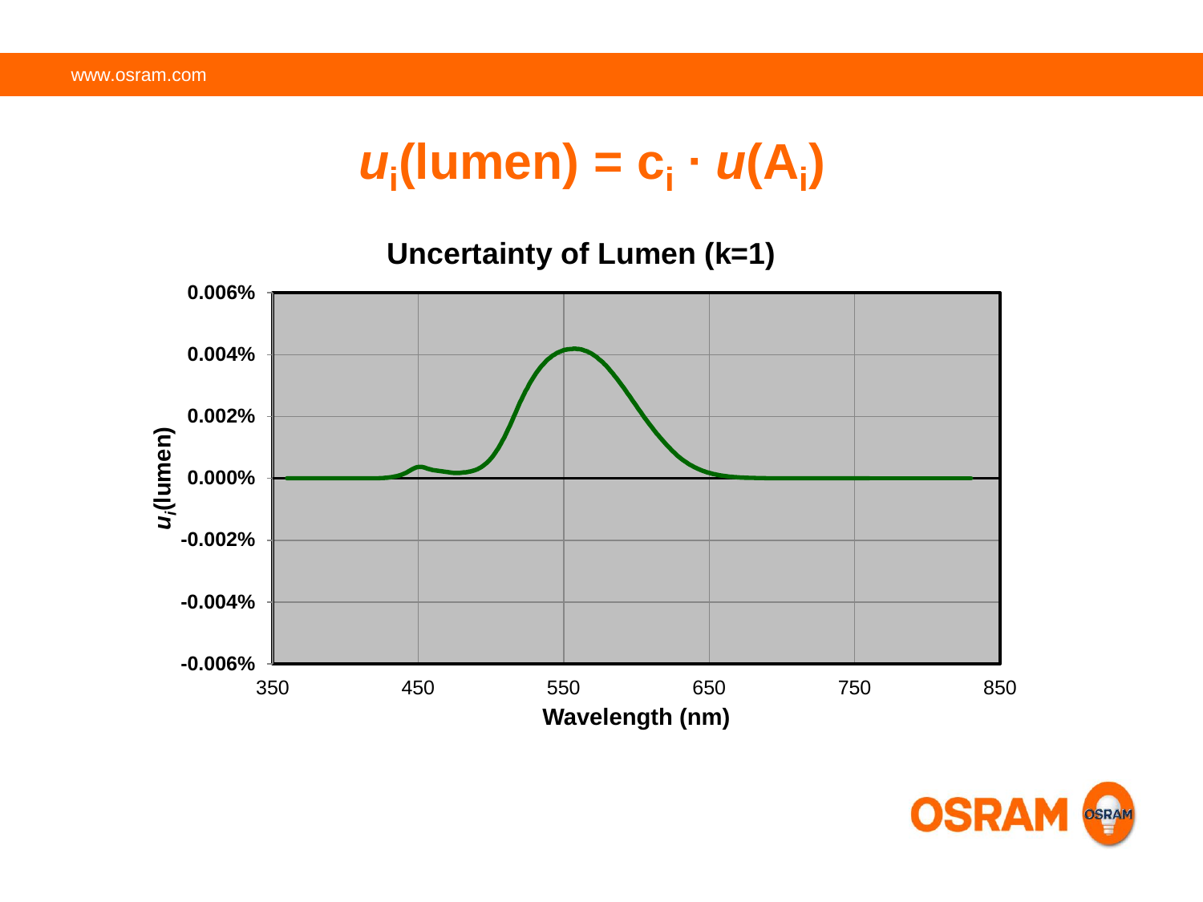# $u_i(\text{lumen}) = c_i \cdot u(A_i)$

**Uncertainty of Lumen (k=1)**

$u_i$(lumen)

0.006%
0.004%
0.002%
0.000%
-0.002%
-0.004%
-0.006%

350 450 550 650 750 850

**Wavelength (nm)**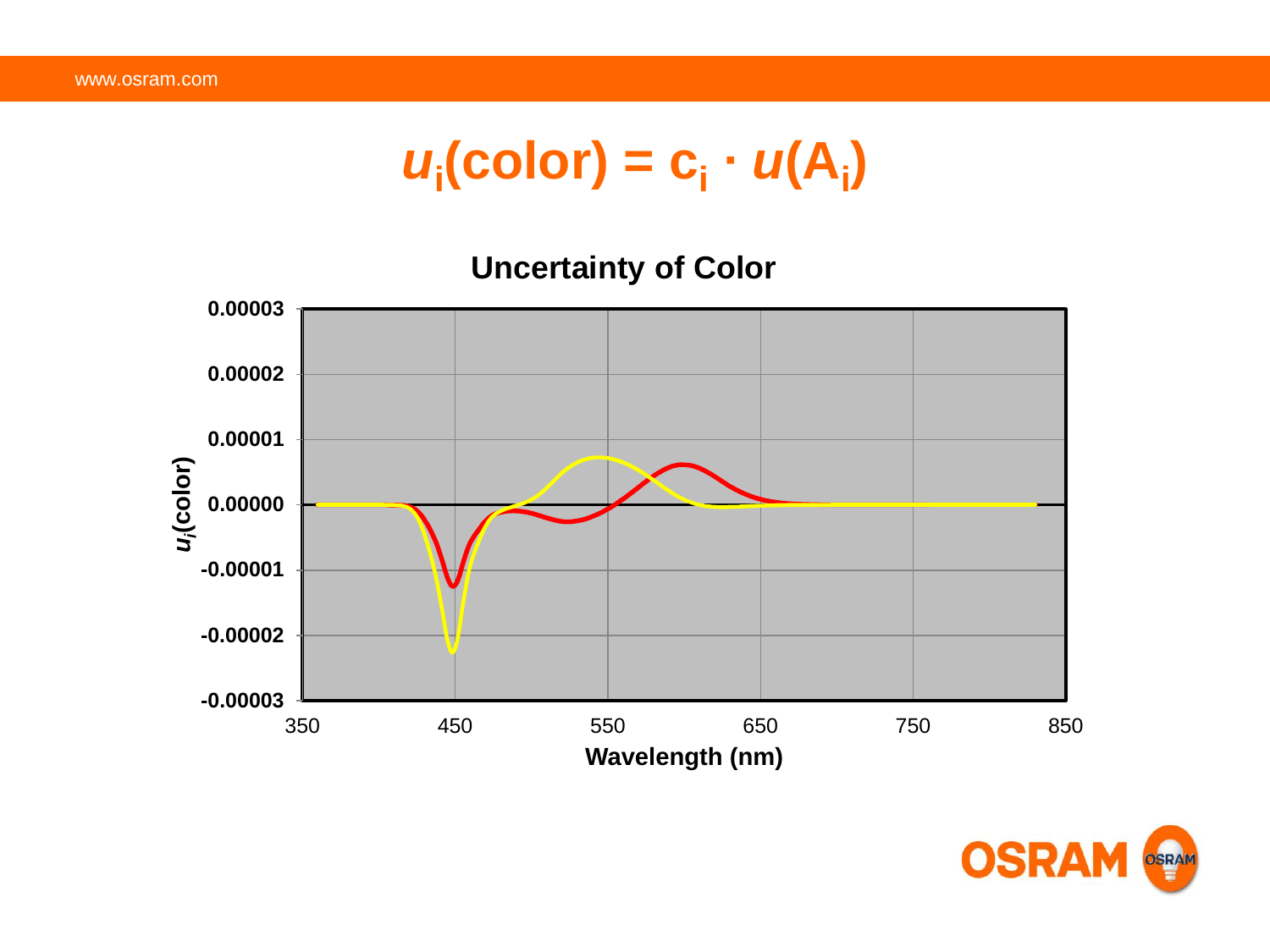# $u_i(\text{color}) = c_i \cdot u(A_i)$

**Uncertainty of Color**

0.00003

0.00002

0.00001

0.00000

-0.00001

-0.00002

-0.00003

$u_i$(color)

350 450 550 650 750 850

**Wavelength (nm)**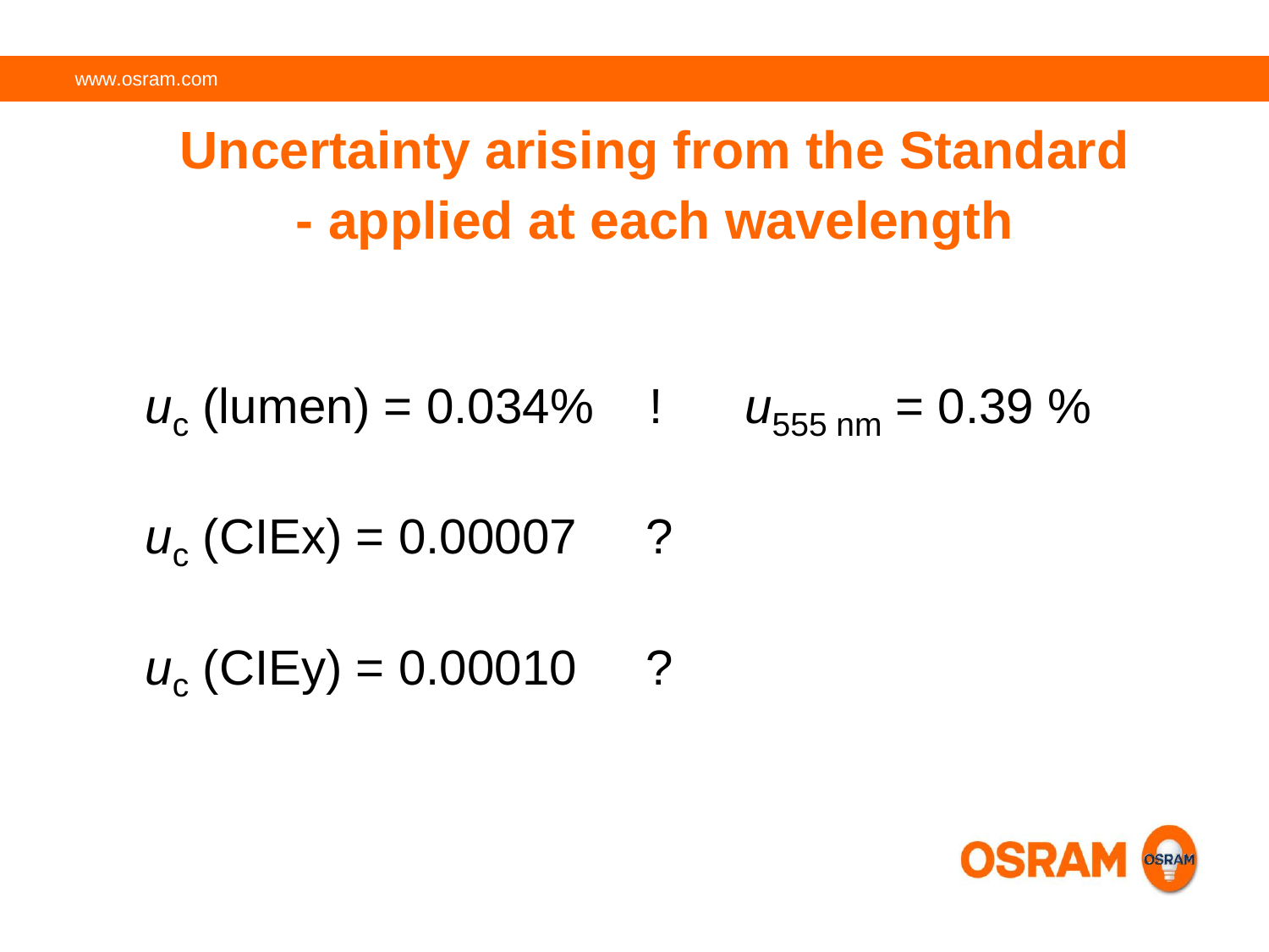# Uncertainty arising from the Standard - applied at each wavelength

$u_c$ (lumen) = 0.034% ! $u_{555\ nm}$ = 0.39 %

$u_c$ (CIEx) = 0.00007 ?

$u_c$ (CIEy) = 0.00010 ?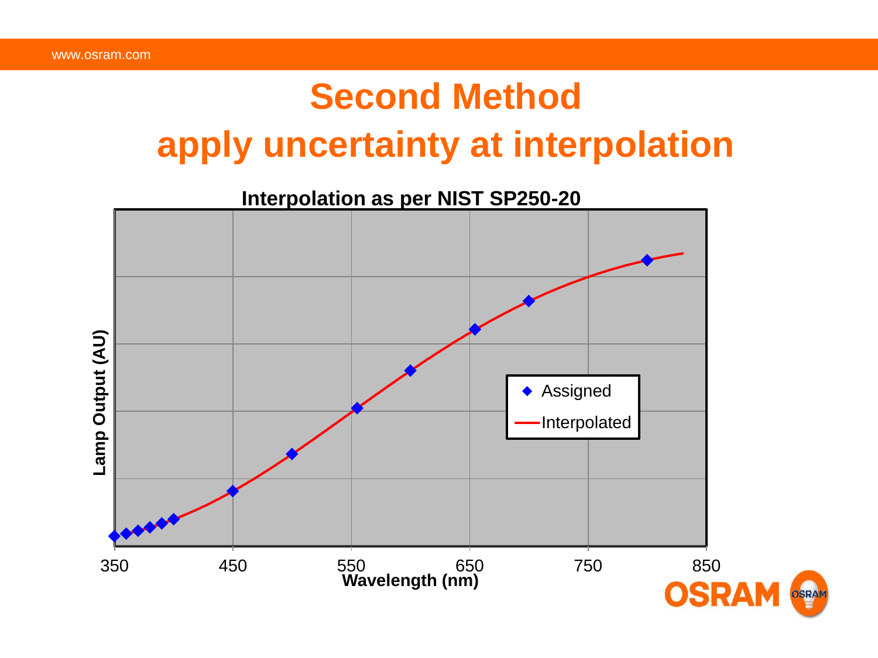# Second Method
# apply uncertainty at interpolation

**Interpolation as per NIST SP250-20**

Lamp Output (AU)

350 450 550 650 750 850

**Wavelength (nm)**

◆ Assigned

— Interpolated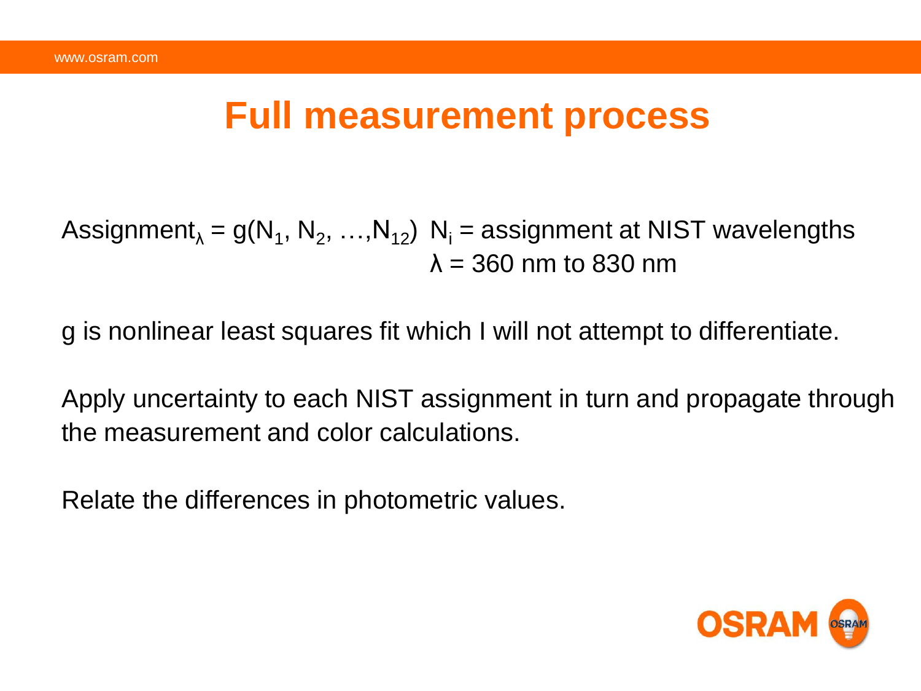# Full measurement process

$\text{Assignment}_\lambda = g(N_1, N_2, \ldots, N_{12})$  $N_i$ = assignment at NIST wavelengths
$\lambda$ = 360 nm to 830 nm

g is nonlinear least squares fit which I will not attempt to differentiate.

Apply uncertainty to each NIST assignment in turn and propagate through the measurement and color calculations.

Relate the differences in photometric values.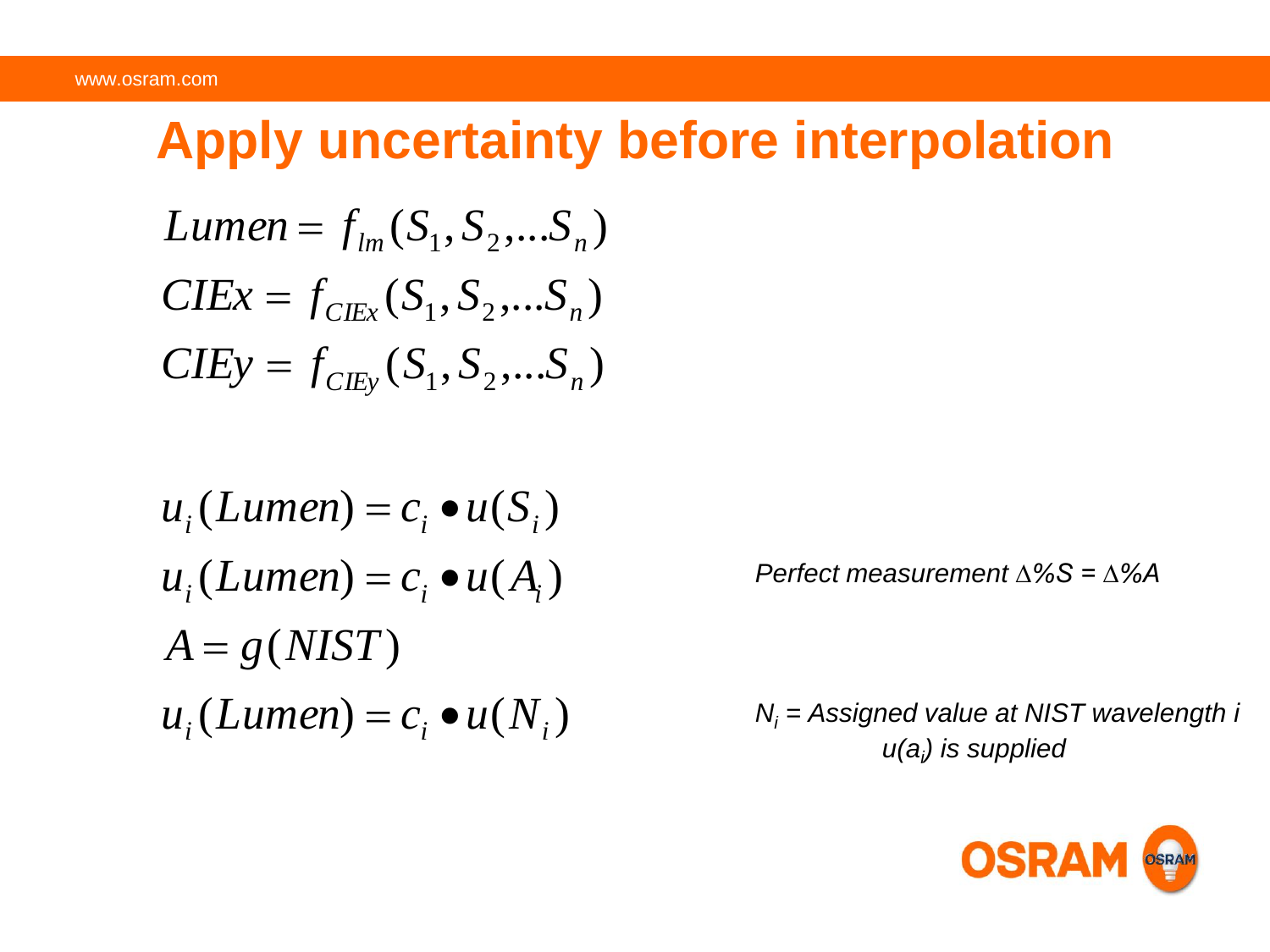# Apply uncertainty before interpolation

$$Lumen = f_{lm}(S_1, S_2, \ldots S_n)$$

$$CIEx = f_{CIEx}(S_1, S_2, \ldots S_n)$$

$$CIEy = f_{CIEy}(S_1, S_2, \ldots S_n)$$

$$u_i(Lumen) = c_i \bullet u(S_i)$$

$$u_i(Lumen) = c_i \bullet u(A_i)$$

*Perfect measurement $\Delta\%S = \Delta\%A$*

$$A = g(NIST)$$

$$u_i(Lumen) = c_i \bullet u(N_i)$$

*$N_i$ = Assigned value at NIST wavelength i*
*$u(a_i)$ is supplied*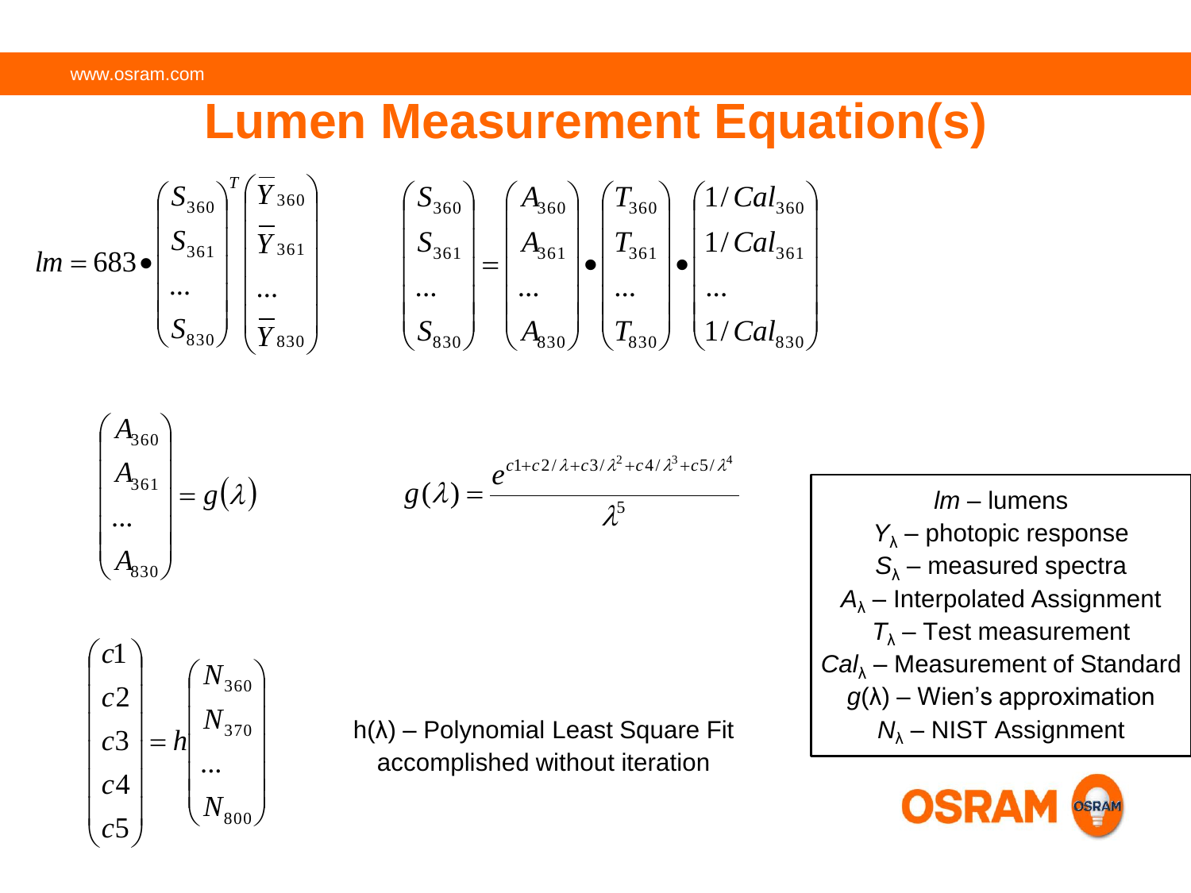# Lumen Measurement Equation(s)

$$lm = 683 \bullet \begin{pmatrix} S_{360} \\ S_{361} \\ \ldots \\ S_{830} \end{pmatrix}^T \begin{pmatrix} \overline{Y}_{360} \\ \overline{Y}_{361} \\ \ldots \\ \overline{Y}_{830} \end{pmatrix}$$

$$\begin{pmatrix} S_{360} \\ S_{361} \\ \ldots \\ S_{830} \end{pmatrix} = \begin{pmatrix} A_{360} \\ A_{361} \\ \ldots \\ A_{830} \end{pmatrix} \bullet \begin{pmatrix} T_{360} \\ T_{361} \\ \ldots \\ T_{830} \end{pmatrix} \bullet \begin{pmatrix} 1/Cal_{360} \\ 1/Cal_{361} \\ \ldots \\ 1/Cal_{830} \end{pmatrix}$$

$$\begin{pmatrix} A_{360} \\ A_{361} \\ \ldots \\ A_{830} \end{pmatrix} = g(\lambda)$$

$$g(\lambda) = \frac{e^{c1 + c2/\lambda + c3/\lambda^2 + c4/\lambda^3 + c5/\lambda^4}}{\lambda^5}$$

$$\begin{pmatrix} c1 \\ c2 \\ c3 \\ c4 \\ c5 \end{pmatrix} = h \begin{pmatrix} N_{360} \\ N_{370} \\ \ldots \\ N_{800} \end{pmatrix}$$

h(λ) – Polynomial Least Square Fit accomplished without iteration

*lm* – lumens
$Y_\lambda$ – photopic response
$S_\lambda$ – measured spectra
$A_\lambda$ – Interpolated Assignment
$T_\lambda$ – Test measurement
$Cal_\lambda$ – Measurement of Standard
$g(\lambda)$ – Wien's approximation
$N_\lambda$ – NIST Assignment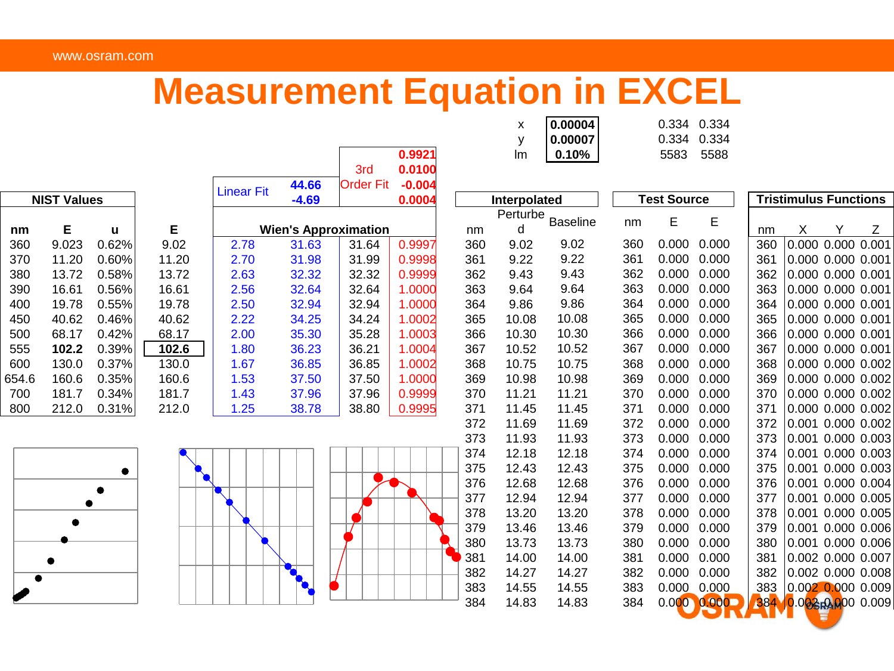# Measurement Equation in EXCEL

| | | | |
|---|---|---|---|
| x | 0.00004 | 0.334 | 0.334 |
| y | 0.00007 | 0.334 | 0.334 |
| lm | 0.10% | 5583 | 5588 |

| | | | | | |
|---|---|---|---|---|---|
| Linear Fit | 44.66 | 3rd Order Fit | 0.9921 | | |
| | -4.69 | | 0.0100 | | |
| | | | -0.004 | | |
| | | | 0.0004 | | |

| NIST Values | | | | Wien's Approximation | | | |
|---|---|---|---|---|---|---|---|
| nm | E | u | E | | | | |
| 360 | 9.023 | 0.62% | 9.02 | 2.78 | 31.63 | 31.64 | 0.9997 |
| 370 | 11.20 | 0.60% | 11.20 | 2.70 | 31.98 | 31.99 | 0.9998 |
| 380 | 13.72 | 0.58% | 13.72 | 2.63 | 32.32 | 32.32 | 0.9999 |
| 390 | 16.61 | 0.56% | 16.61 | 2.56 | 32.64 | 32.64 | 1.0000 |
| 400 | 19.78 | 0.55% | 19.78 | 2.50 | 32.94 | 32.94 | 1.0000 |
| 450 | 40.62 | 0.46% | 40.62 | 2.22 | 34.25 | 34.24 | 1.0002 |
| 500 | 68.17 | 0.42% | 68.17 | 2.00 | 35.30 | 35.28 | 1.0003 |
| 555 | 102.2 | 0.39% | 102.6 | 1.80 | 36.23 | 36.21 | 1.0004 |
| 600 | 130.0 | 0.37% | 130.0 | 1.67 | 36.85 | 36.85 | 1.0002 |
| 654.6 | 160.6 | 0.35% | 160.6 | 1.53 | 37.50 | 37.50 | 1.0000 |
| 700 | 181.7 | 0.34% | 181.7 | 1.43 | 37.96 | 37.96 | 0.9999 |
| 800 | 212.0 | 0.31% | 212.0 | 1.25 | 38.78 | 38.80 | 0.9995 |

| Interpolated | | | Test Source | | | Tristimulus Functions | | | |
|---|---|---|---|---|---|---|---|---|---|
| nm | Perturbed | Baseline | nm | E | E | nm | X | Y | Z |
| 360 | 9.02 | 9.02 | 360 | 0.000 | 0.000 | 360 | 0.000 | 0.000 | 0.001 |
| 361 | 9.22 | 9.22 | 361 | 0.000 | 0.000 | 361 | 0.000 | 0.000 | 0.001 |
| 362 | 9.43 | 9.43 | 362 | 0.000 | 0.000 | 362 | 0.000 | 0.000 | 0.001 |
| 363 | 9.64 | 9.64 | 363 | 0.000 | 0.000 | 363 | 0.000 | 0.000 | 0.001 |
| 364 | 9.86 | 9.86 | 364 | 0.000 | 0.000 | 364 | 0.000 | 0.000 | 0.001 |
| 365 | 10.08 | 10.08 | 365 | 0.000 | 0.000 | 365 | 0.000 | 0.000 | 0.001 |
| 366 | 10.30 | 10.30 | 366 | 0.000 | 0.000 | 366 | 0.000 | 0.000 | 0.001 |
| 367 | 10.52 | 10.52 | 367 | 0.000 | 0.000 | 367 | 0.000 | 0.000 | 0.001 |
| 368 | 10.75 | 10.75 | 368 | 0.000 | 0.000 | 368 | 0.000 | 0.000 | 0.002 |
| 369 | 10.98 | 10.98 | 369 | 0.000 | 0.000 | 369 | 0.000 | 0.000 | 0.002 |
| 370 | 11.21 | 11.21 | 370 | 0.000 | 0.000 | 370 | 0.000 | 0.000 | 0.002 |
| 371 | 11.45 | 11.45 | 371 | 0.000 | 0.000 | 371 | 0.000 | 0.000 | 0.002 |
| 372 | 11.69 | 11.69 | 372 | 0.000 | 0.000 | 372 | 0.001 | 0.000 | 0.002 |
| 373 | 11.93 | 11.93 | 373 | 0.000 | 0.000 | 373 | 0.001 | 0.000 | 0.003 |
| 374 | 12.18 | 12.18 | 374 | 0.000 | 0.000 | 374 | 0.001 | 0.000 | 0.003 |
| 375 | 12.43 | 12.43 | 375 | 0.000 | 0.000 | 375 | 0.001 | 0.000 | 0.003 |
| 376 | 12.68 | 12.68 | 376 | 0.000 | 0.000 | 376 | 0.001 | 0.000 | 0.004 |
| 377 | 12.94 | 12.94 | 377 | 0.000 | 0.000 | 377 | 0.001 | 0.000 | 0.005 |
| 378 | 13.20 | 13.20 | 378 | 0.000 | 0.000 | 378 | 0.001 | 0.000 | 0.005 |
| 379 | 13.46 | 13.46 | 379 | 0.000 | 0.000 | 379 | 0.001 | 0.000 | 0.006 |
| 380 | 13.73 | 13.73 | 380 | 0.000 | 0.000 | 380 | 0.001 | 0.000 | 0.006 |
| 381 | 14.00 | 14.00 | 381 | 0.000 | 0.000 | 381 | 0.002 | 0.000 | 0.007 |
| 382 | 14.27 | 14.27 | 382 | 0.000 | 0.000 | 382 | 0.002 | 0.000 | 0.008 |
| 383 | 14.55 | 14.55 | 383 | 0.000 | 0.000 | 383 | 0.002 | 0.000 | 0.009 |
| 384 | 14.83 | 14.83 | 384 | 0.000 | 0.000 | 384 | 0.002 | 0.000 | 0.009 |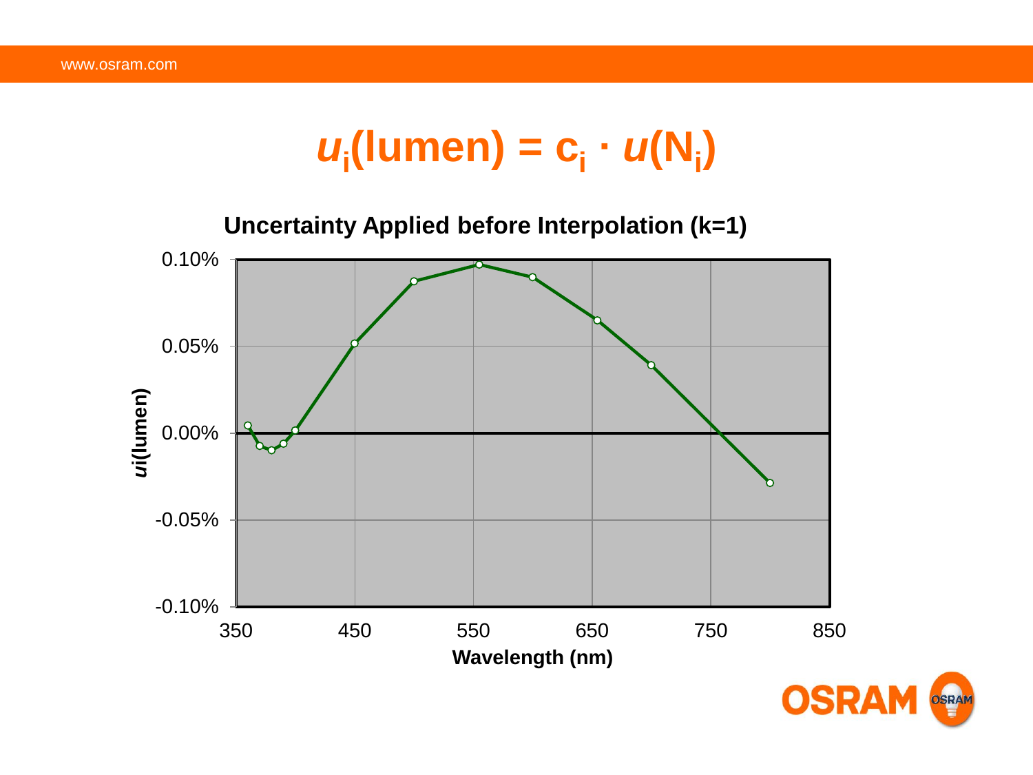# $u_i(\text{lumen}) = c_i \cdot u(N_i)$

**Uncertainty Applied before Interpolation (k=1)**

*ui*(lumen)

Wavelength (nm)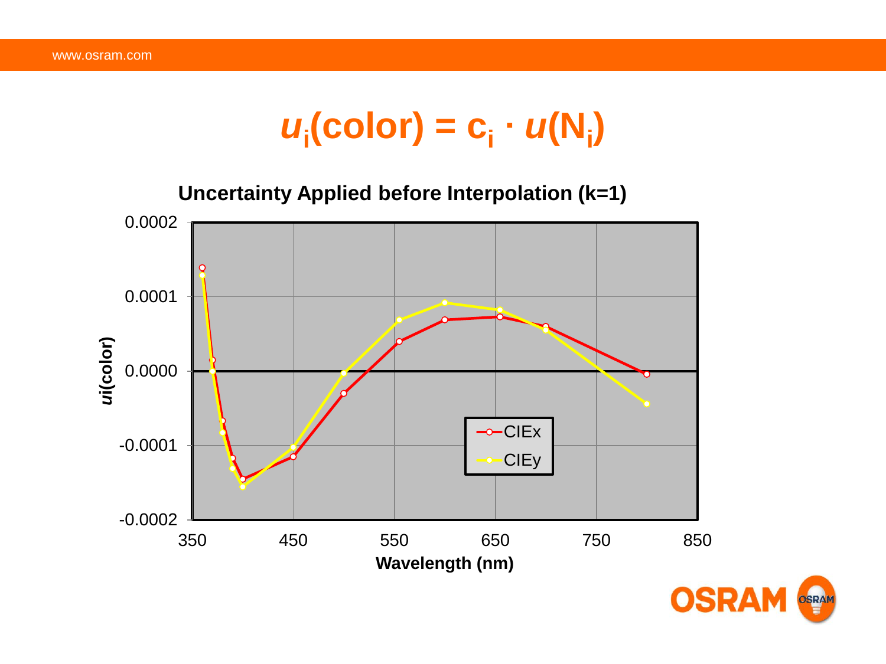# $u_i(\text{color}) = c_i \cdot u(N_i)$

**Uncertainty Applied before Interpolation (k=1)**

ui(color)

0.0002
0.0001
0.0000
-0.0001
-0.0002

350 450 550 650 750 850

Wavelength (nm)

CIEx
CIEy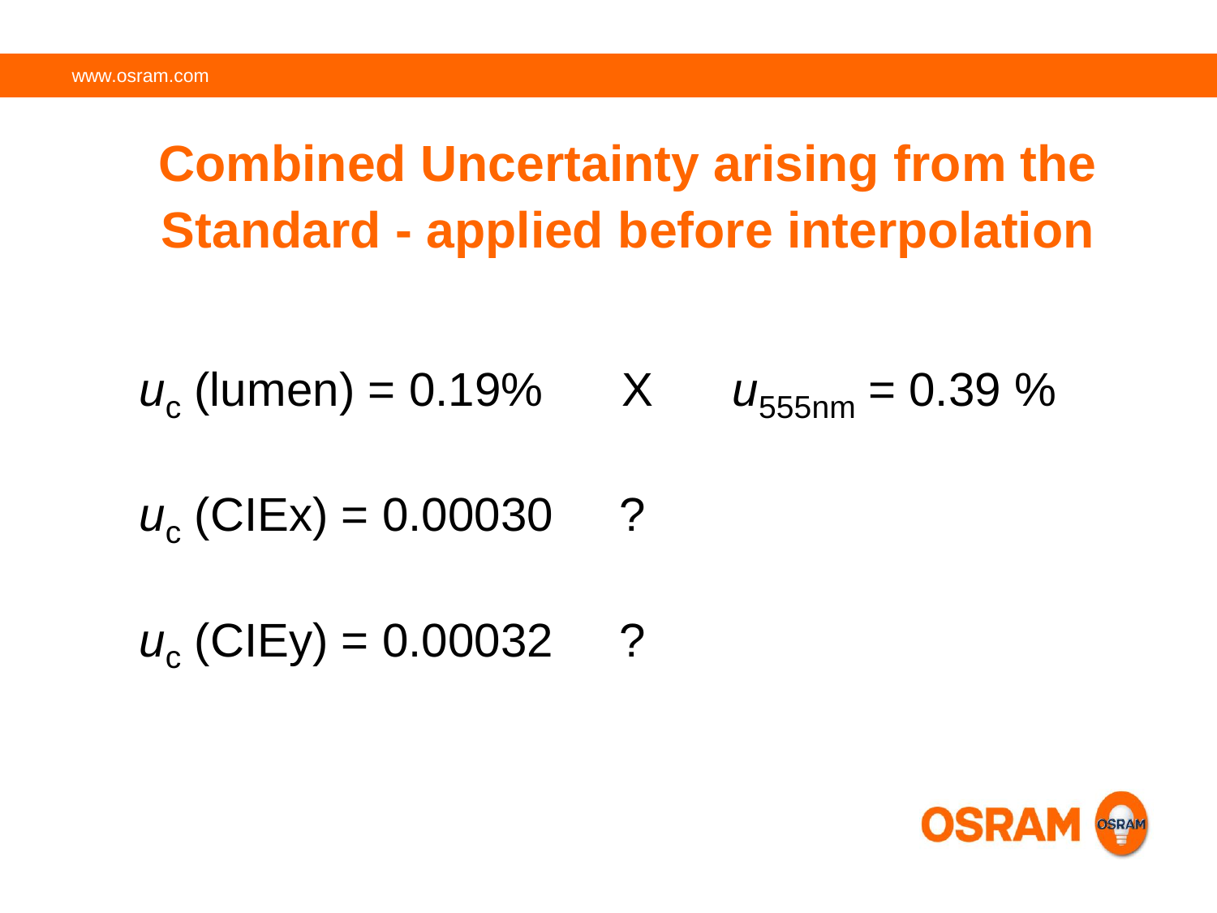# Combined Uncertainty arising from the Standard - applied before interpolation

$u_c$ (lumen) = 0.19%  X  $u_{555nm}$ = 0.39 %

$u_c$ (CIEx) = 0.00030  ?

$u_c$ (CIEy) = 0.00032  ?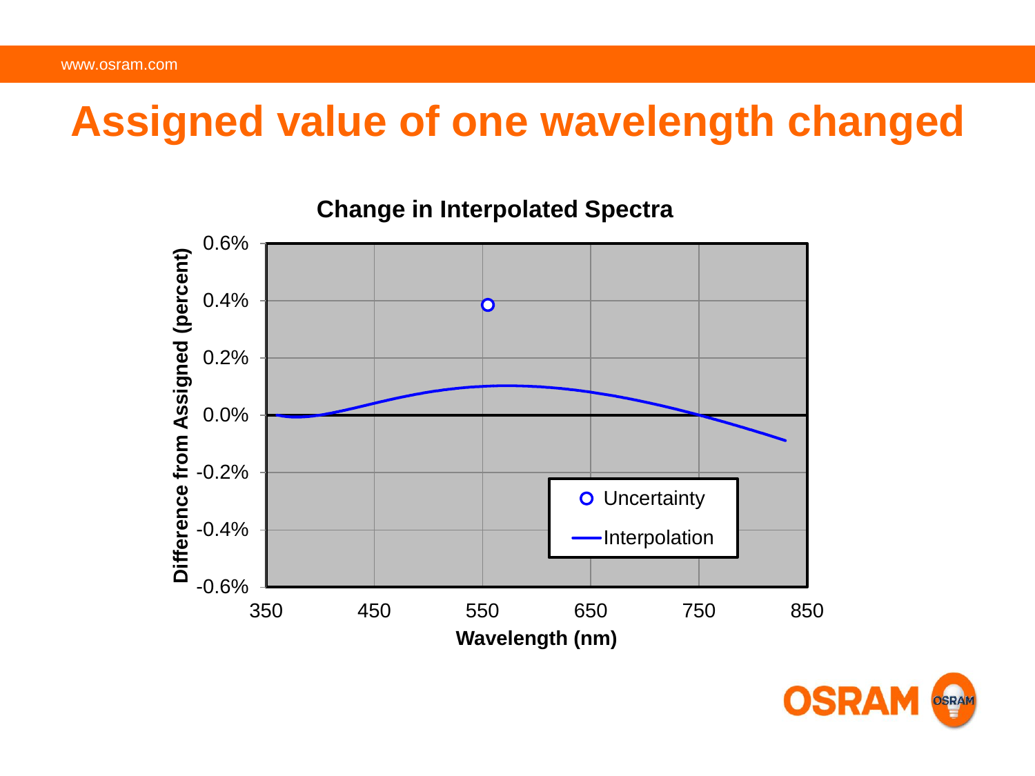# Assigned value of one wavelength changed

**Change in Interpolated Spectra**

- Uncertainty
- Interpolation

Difference from Assigned (percent)

Wavelength (nm)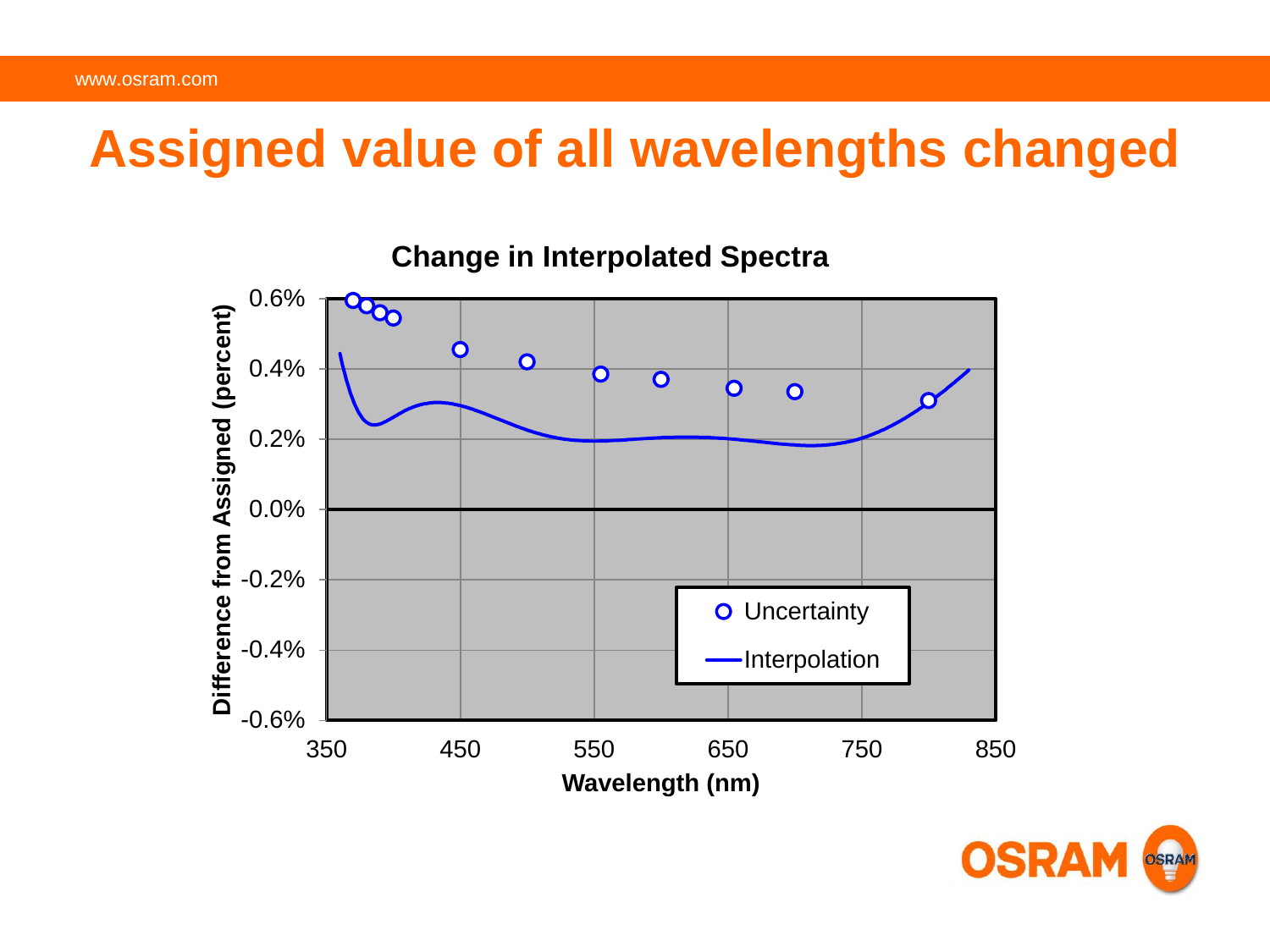# Assigned value of all wavelengths changed

**Change in Interpolated Spectra**

Difference from Assigned (percent)

0.6%
0.4%
0.2%
0.0%
-0.2%
-0.4%
-0.6%

350 450 550 650 750 850

Wavelength (nm)

Uncertainty

Interpolation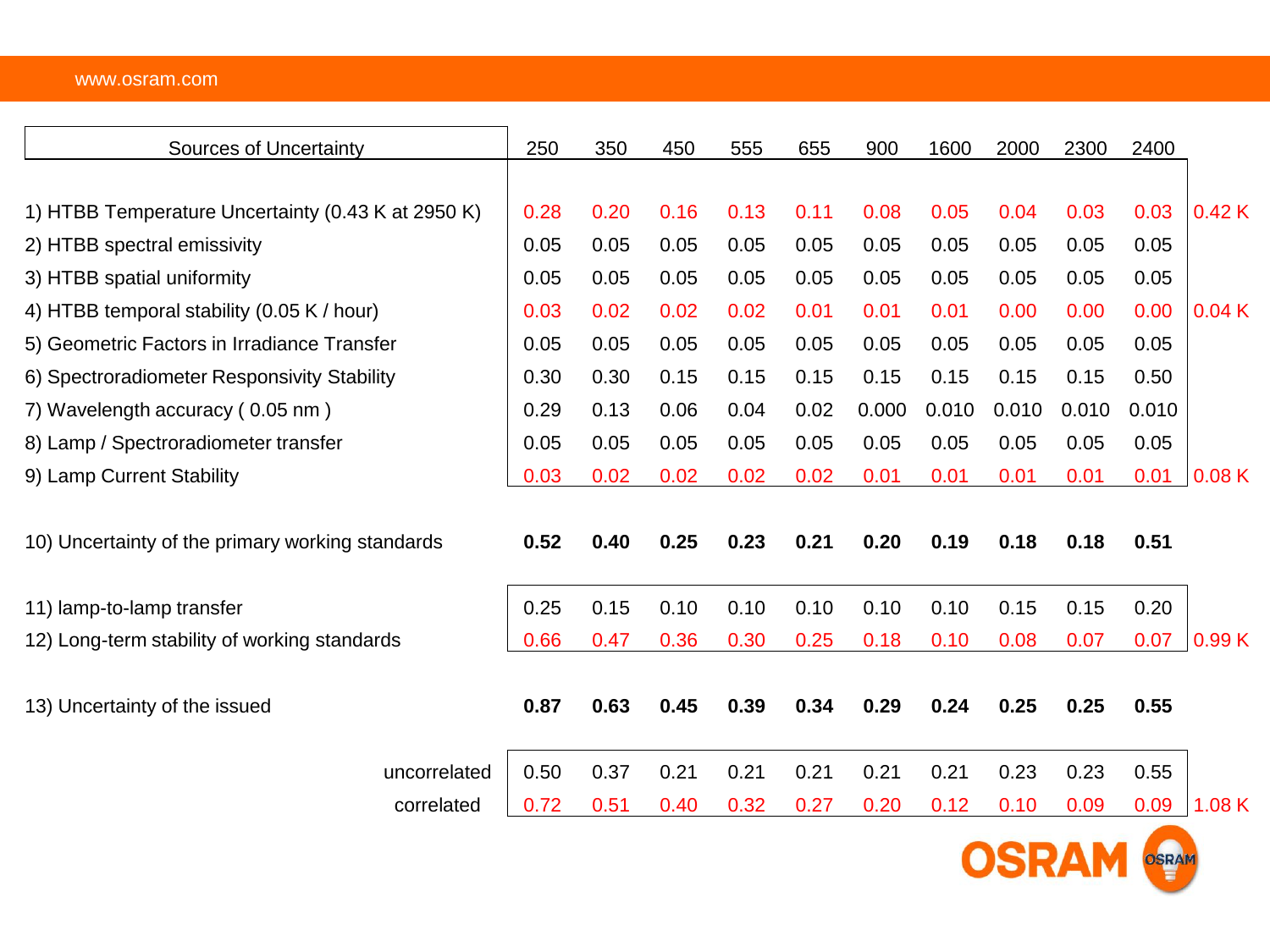| Sources of Uncertainty | 250 | 350 | 450 | 555 | 655 | 900 | 1600 | 2000 | 2300 | 2400 | |
|---|---|---|---|---|---|---|---|---|---|---|---|
| 1) HTBB Temperature Uncertainty (0.43 K at 2950 K) | 0.28 | 0.20 | 0.16 | 0.13 | 0.11 | 0.08 | 0.05 | 0.04 | 0.03 | 0.03 | 0.42 K |
| 2) HTBB spectral emissivity | 0.05 | 0.05 | 0.05 | 0.05 | 0.05 | 0.05 | 0.05 | 0.05 | 0.05 | 0.05 | |
| 3) HTBB spatial uniformity | 0.05 | 0.05 | 0.05 | 0.05 | 0.05 | 0.05 | 0.05 | 0.05 | 0.05 | 0.05 | |
| 4) HTBB temporal stability (0.05 K / hour) | 0.03 | 0.02 | 0.02 | 0.02 | 0.01 | 0.01 | 0.01 | 0.00 | 0.00 | 0.00 | 0.04 K |
| 5) Geometric Factors in Irradiance Transfer | 0.05 | 0.05 | 0.05 | 0.05 | 0.05 | 0.05 | 0.05 | 0.05 | 0.05 | 0.05 | |
| 6) Spectroradiometer Responsivity Stability | 0.30 | 0.30 | 0.15 | 0.15 | 0.15 | 0.15 | 0.15 | 0.15 | 0.15 | 0.50 | |
| 7) Wavelength accuracy ( 0.05 nm ) | 0.29 | 0.13 | 0.06 | 0.04 | 0.02 | 0.000 | 0.010 | 0.010 | 0.010 | 0.010 | |
| 8) Lamp / Spectroradiometer transfer | 0.05 | 0.05 | 0.05 | 0.05 | 0.05 | 0.05 | 0.05 | 0.05 | 0.05 | 0.05 | |
| 9) Lamp Current Stability | 0.03 | 0.02 | 0.02 | 0.02 | 0.02 | 0.01 | 0.01 | 0.01 | 0.01 | 0.01 | 0.08 K |
| 10) Uncertainty of the primary working standards | **0.52** | **0.40** | **0.25** | **0.23** | **0.21** | **0.20** | **0.19** | **0.18** | **0.18** | **0.51** | |
| 11) lamp-to-lamp transfer | 0.25 | 0.15 | 0.10 | 0.10 | 0.10 | 0.10 | 0.10 | 0.15 | 0.15 | 0.20 | |
| 12) Long-term stability of working standards | 0.66 | 0.47 | 0.36 | 0.30 | 0.25 | 0.18 | 0.10 | 0.08 | 0.07 | 0.07 | 0.99 K |
| 13) Uncertainty of the issued | **0.87** | **0.63** | **0.45** | **0.39** | **0.34** | **0.29** | **0.24** | **0.25** | **0.25** | **0.55** | |
| uncorrelated | 0.50 | 0.37 | 0.21 | 0.21 | 0.21 | 0.21 | 0.21 | 0.23 | 0.23 | 0.55 | |
| correlated | 0.72 | 0.51 | 0.40 | 0.32 | 0.27 | 0.20 | 0.12 | 0.10 | 0.09 | 0.09 | 1.08 K |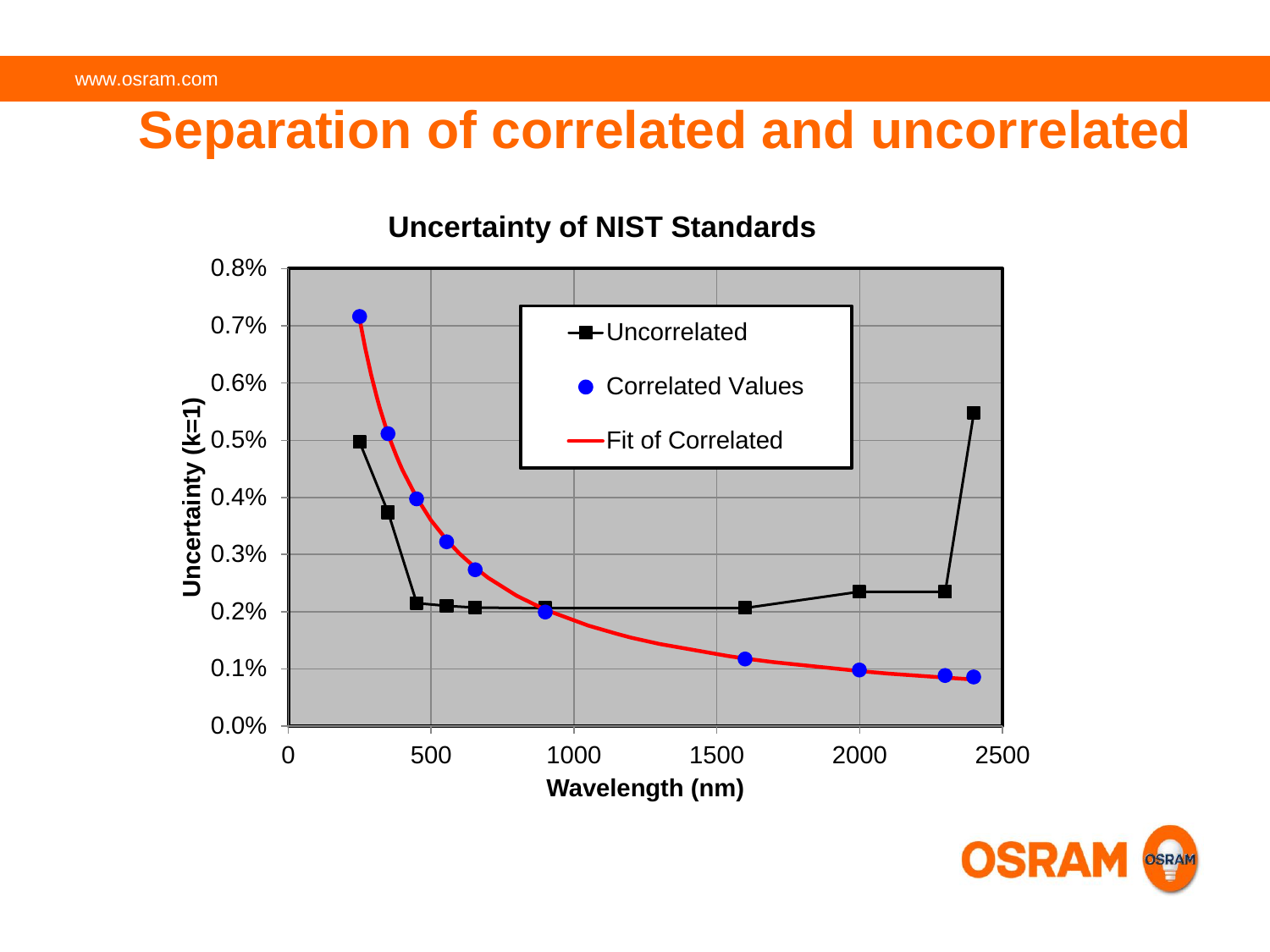# Separation of correlated and uncorrelated

**Uncertainty of NIST Standards**

Uncertainty (k=1)

Wavelength (nm)

- Uncorrelated
- Correlated Values
- Fit of Correlated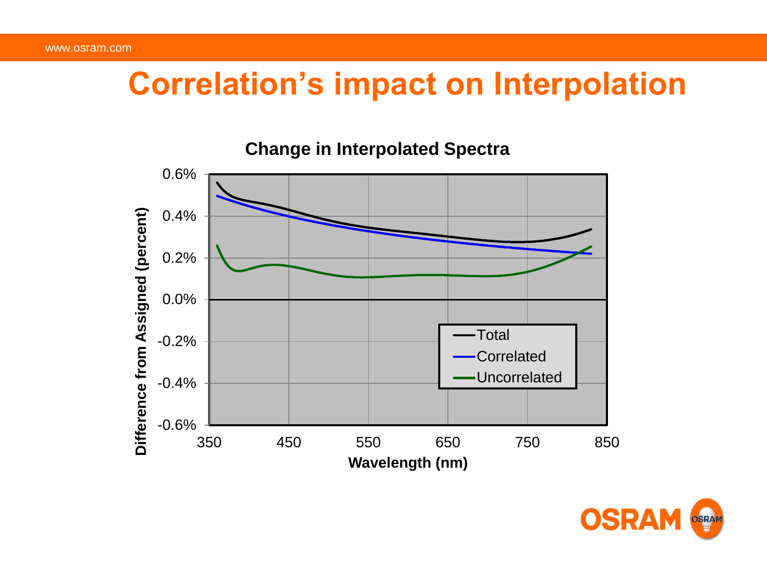# Correlation's impact on Interpolation

**Change in Interpolated Spectra**

Difference from Assigned (percent)

0.6%
0.4%
0.2%
0.0%
-0.2%
-0.4%
-0.6%

350 450 550 650 750 850

Wavelength (nm)

- Total
- Correlated
- Uncorrelated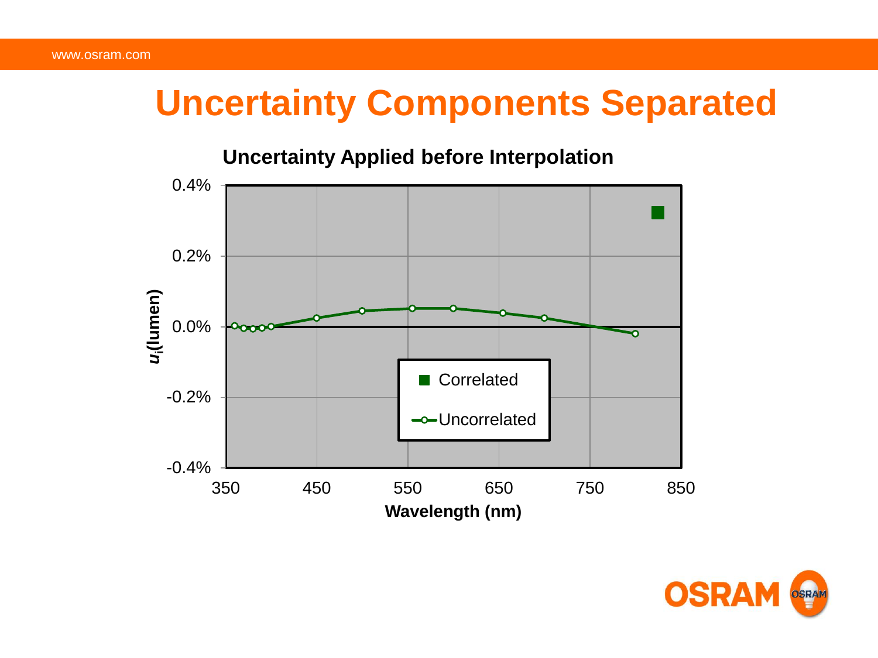# Uncertainty Components Separated

**Uncertainty Applied before Interpolation**

$u_i$(lumen)

0.4%

0.2%

0.0%

-0.2%

-0.4%

350 450 550 650 750 850

**Wavelength (nm)**

Correlated

Uncorrelated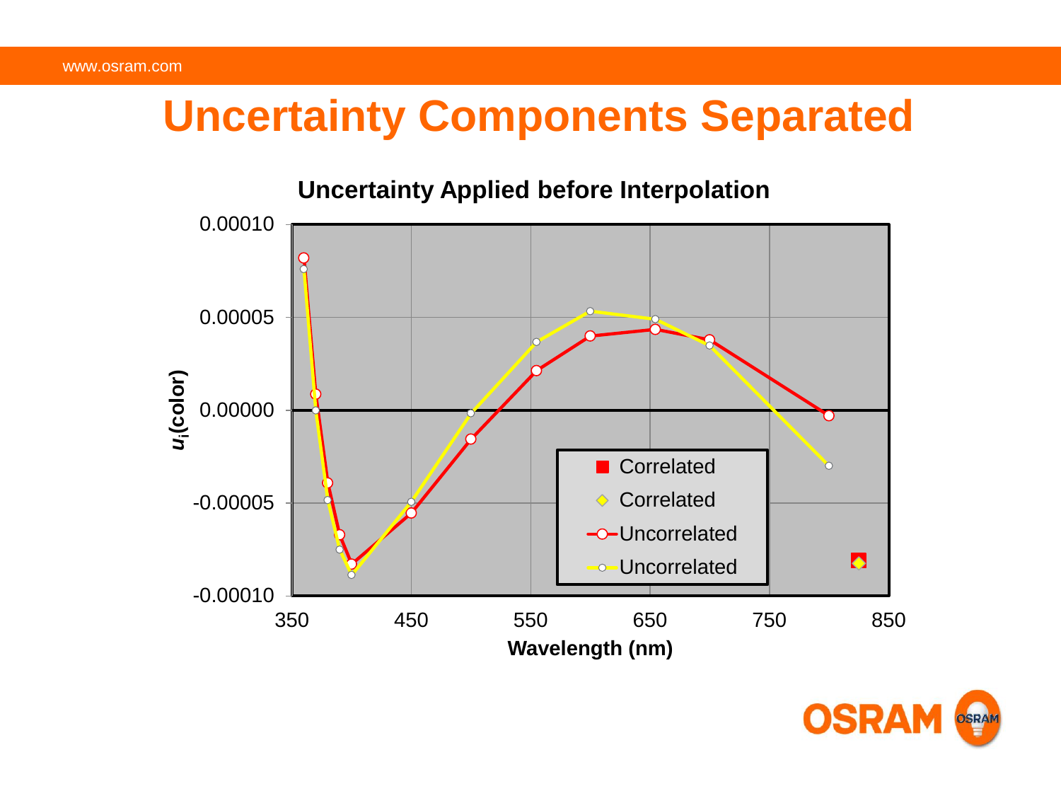# Uncertainty Components Separated

**Uncertainty Applied before Interpolation**

$u_i$(color)

0.00010

0.00005

0.00000

-0.00005

-0.00010

350 450 550 650 750 850

**Wavelength (nm)**

- Correlated
- Correlated
- Uncorrelated
- Uncorrelated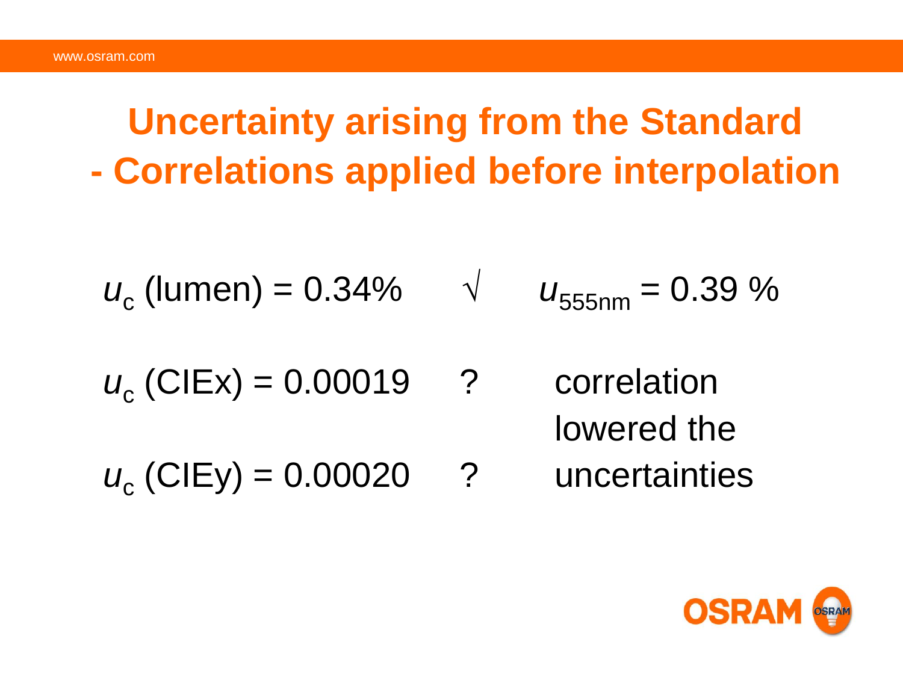# Uncertainty arising from the Standard - Correlations applied before interpolation

$u_c$ (lumen) = 0.34% √ $u_{555nm}$ = 0.39 %

$u_c$ (CIEx) = 0.00019 ?

$u_c$ (CIEy) = 0.00020 ?

correlation lowered the uncertainties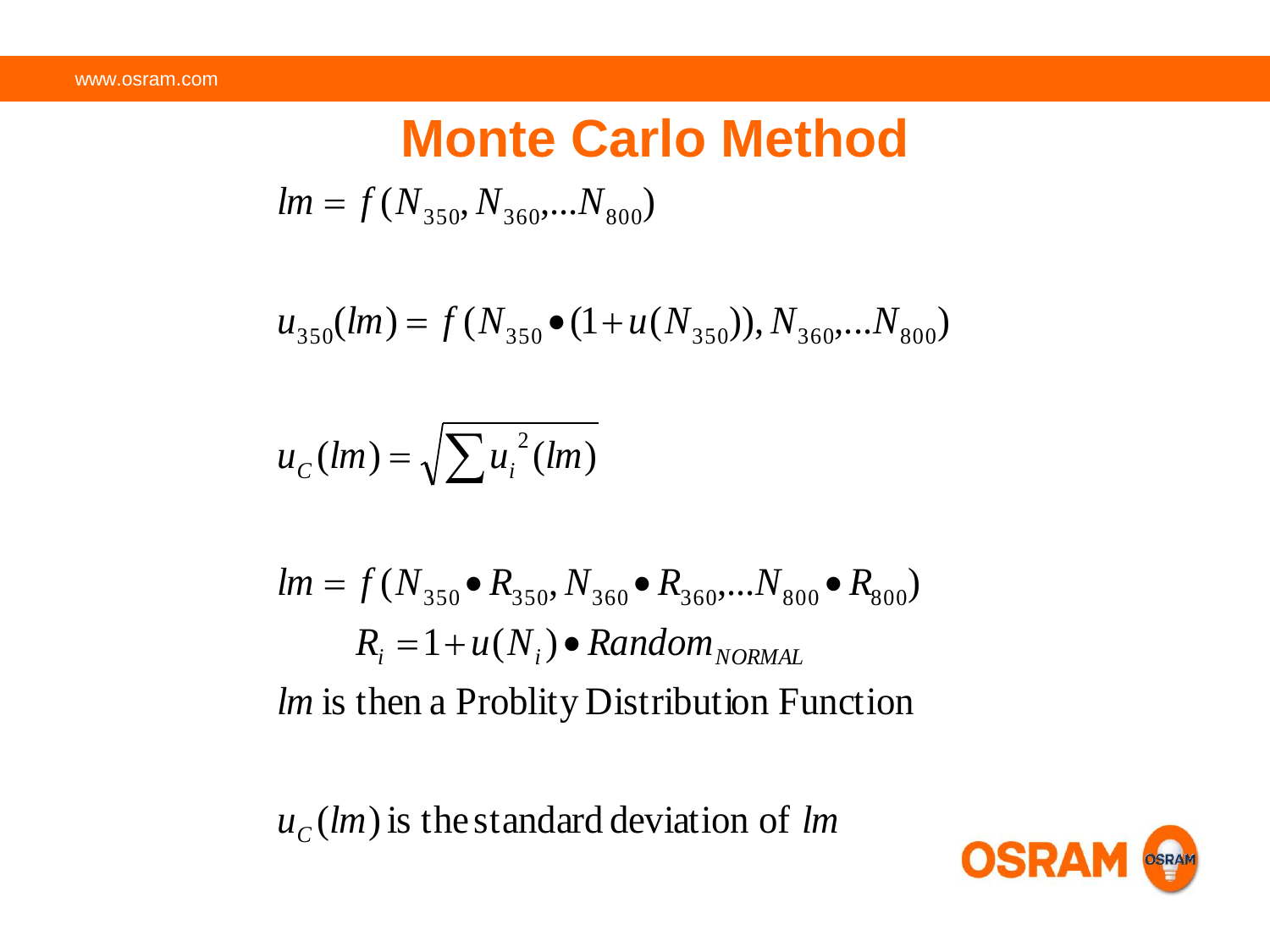# Monte Carlo Method

$$lm = f(N_{350}, N_{360}, \ldots N_{800})$$

$$u_{350}(lm) = f(N_{350} \bullet (1 + u(N_{350})), N_{360}, \ldots N_{800})$$

$$u_C(lm) = \sqrt{\sum u_i^{\,2}(lm)}$$

$$lm = f(N_{350} \bullet R_{350}, N_{360} \bullet R_{360}, \ldots N_{800} \bullet R_{800})$$

$$R_i = 1 + u(N_i) \bullet Random_{NORMAL}$$

$lm$ is then a Problity Distribution Function

$u_C(lm)$ is the standard deviation of $lm$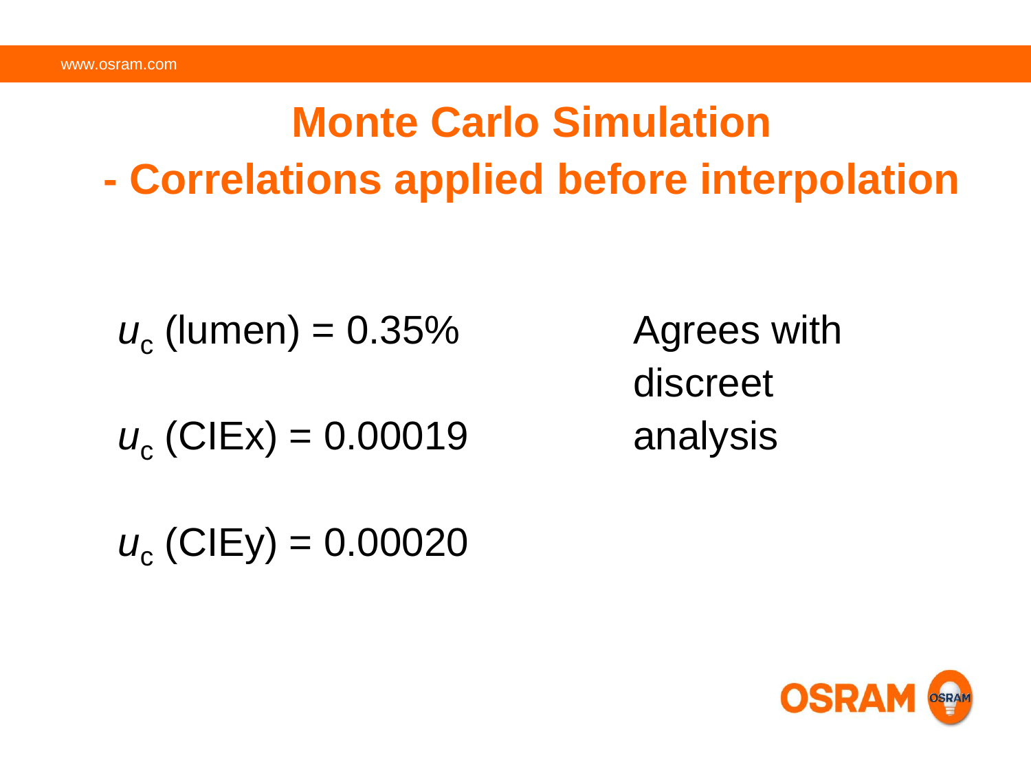# Monte Carlo Simulation - Correlations applied before interpolation

$u_c$ (lumen) = 0.35%

$u_c$ (CIEx) = 0.00019

$u_c$ (CIEy) = 0.00020

Agrees with discreet analysis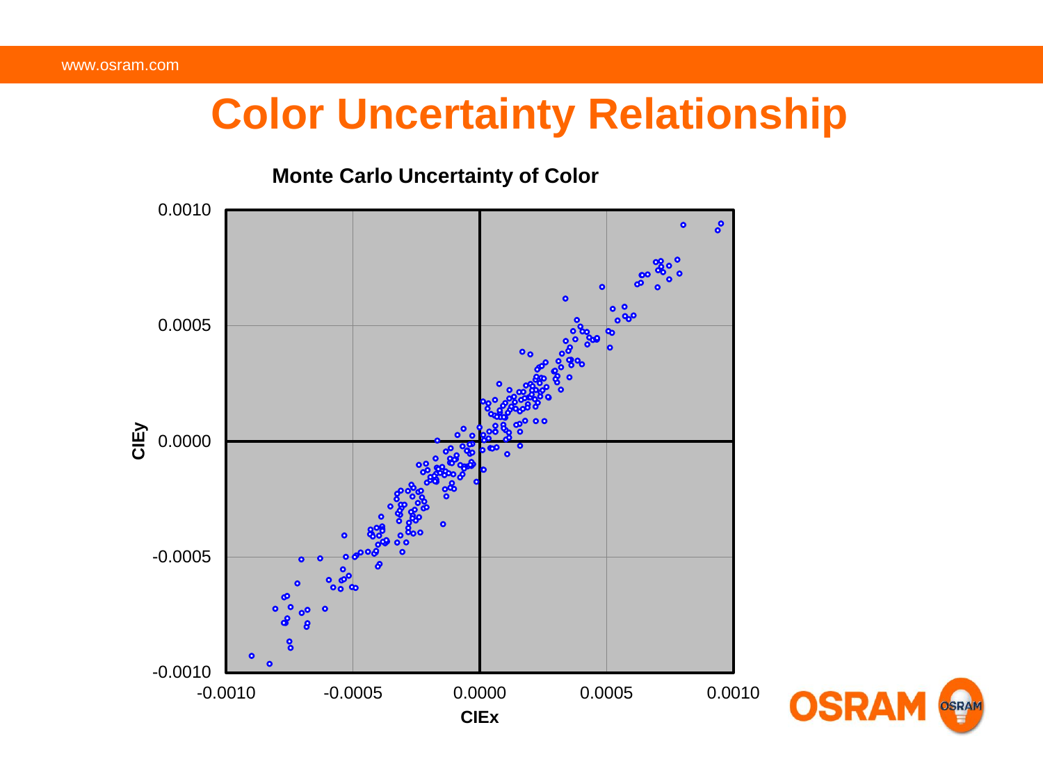# Color Uncertainty Relationship

**Monte Carlo Uncertainty of Color**

0.0010

0.0005

0.0000

-0.0005

-0.0010

CIEy

-0.0010

-0.0005

0.0000

0.0005

0.0010

CIEx